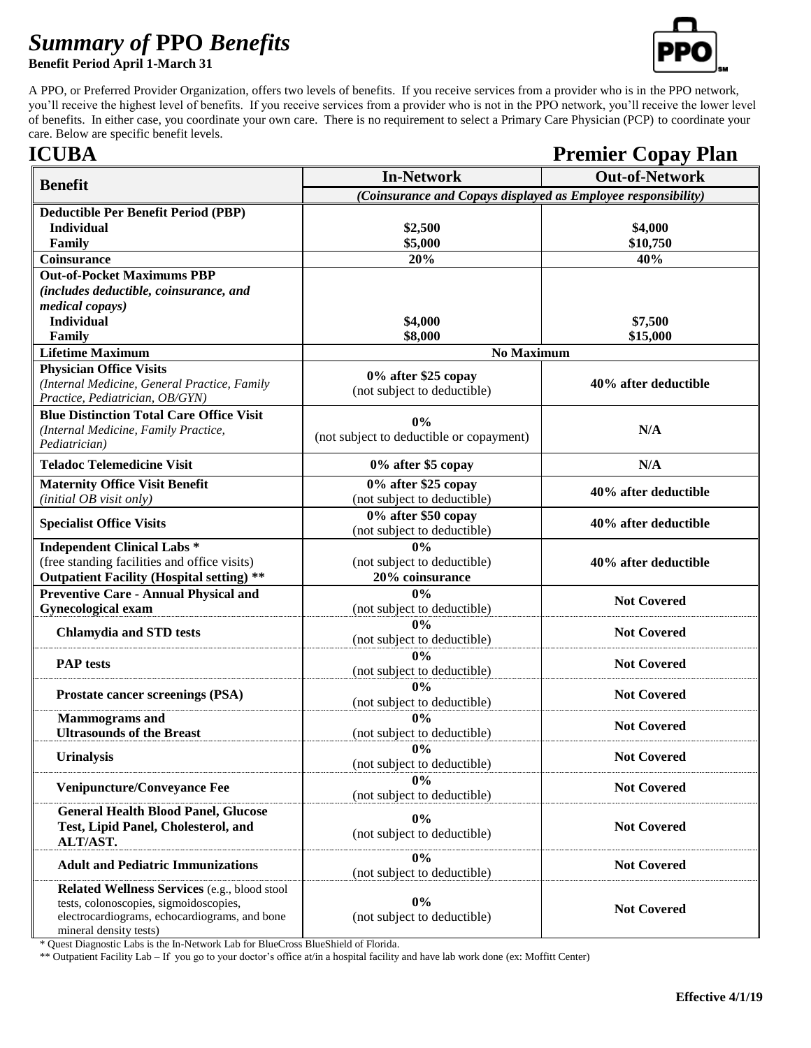# *Summary of* **PPO** *Benefits*

**Benefit Period April 1-March 31**

A PPO, or Preferred Provider Organization, offers two levels of benefits. If you receive services from a provider who is in the PPO network, you'll receive the highest level of benefits. If you receive services from a provider who is not in the PPO network, you'll receive the lower level of benefits. In either case, you coordinate your own care. There is no requirement to select a Primary Care Physician (PCP) to coordinate your care. Below are specific benefit levels.

## ICUBA — Premier Copay Plan

| Benefit | In-Network | Out-of-Network |
|---|---|---|
| | *(Coinsurance and Copays displayed as Employee responsibility)* | |
| **Deductible Per Benefit Period (PBP)** | | |
| **Individual** | **$2,500** | **$4,000** |
| **Family** | **$5,000** | **$10,750** |
| **Coinsurance** | **20%** | **40%** |
| **Out-of-Pocket Maximums PBP** *(includes deductible, coinsurance, and medical copays)* | | |
| **Individual** | **$4,000** | **$7,500** |
| **Family** | **$8,000** | **$15,000** |
| **Lifetime Maximum** | **No Maximum** | |
| **Physician Office Visits** *(Internal Medicine, General Practice, Family Practice, Pediatrician, OB/GYN)* | **0% after $25 copay** (not subject to deductible) | **40% after deductible** |
| **Blue Distinction Total Care Office Visit** *(Internal Medicine, Family Practice, Pediatrician)* | **0%** (not subject to deductible or copayment) | **N/A** |
| **Teladoc Telemedicine Visit** | **0% after $5 copay** | **N/A** |
| **Maternity Office Visit Benefit** *(initial OB visit only)* | **0% after $25 copay** (not subject to deductible) | **40% after deductible** |
| **Specialist Office Visits** | **0% after $50 copay** (not subject to deductible) | **40% after deductible** |
| **Independent Clinical Labs \*** (free standing facilities and office visits) **Outpatient Facility (Hospital setting) \*\*** | **0%** (not subject to deductible) **20% coinsurance** | **40% after deductible** |
| **Preventive Care - Annual Physical and Gynecological exam** | **0%** (not subject to deductible) | **Not Covered** |
| **Chlamydia and STD tests** | **0%** (not subject to deductible) | **Not Covered** |
| **PAP tests** | **0%** (not subject to deductible) | **Not Covered** |
| **Prostate cancer screenings (PSA)** | **0%** (not subject to deductible) | **Not Covered** |
| **Mammograms and Ultrasounds of the Breast** | **0%** (not subject to deductible) | **Not Covered** |
| **Urinalysis** | **0%** (not subject to deductible) | **Not Covered** |
| **Venipuncture/Conveyance Fee** | **0%** (not subject to deductible) | **Not Covered** |
| **General Health Blood Panel, Glucose Test, Lipid Panel, Cholesterol, and ALT/AST.** | **0%** (not subject to deductible) | **Not Covered** |
| **Adult and Pediatric Immunizations** | **0%** (not subject to deductible) | **Not Covered** |
| **Related Wellness Services** (e.g., blood stool tests, colonoscopies, sigmoidoscopies, electrocardiograms, echocardiograms, and bone mineral density tests) | **0%** (not subject to deductible) | **Not Covered** |

\* Quest Diagnostic Labs is the In-Network Lab for BlueCross BlueShield of Florida.

\*\* Outpatient Facility Lab – If you go to your doctor's office at/in a hospital facility and have lab work done (ex: Moffitt Center)

**Effective 4/1/19**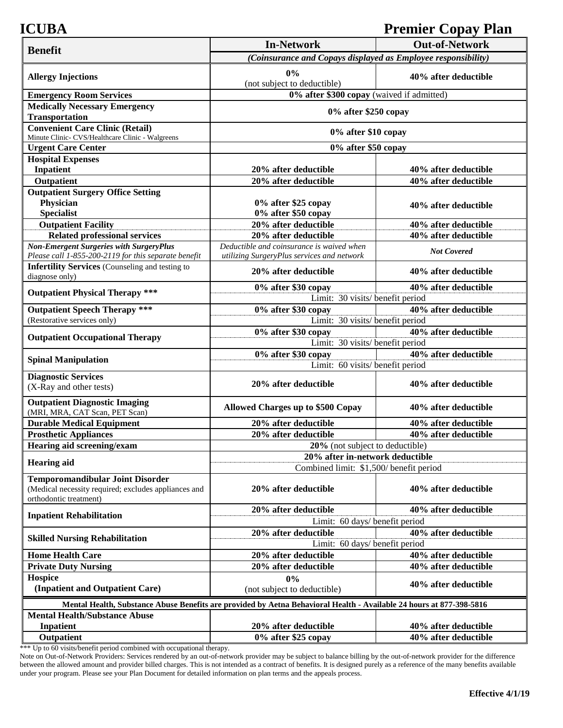# ICUBA — Premier Copay Plan

| Benefit | In-Network | Out-of-Network |
|---|---|---|
| | *(Coinsurance and Copays displayed as Employee responsibility)* | |
| **Allergy Injections** | **0%** (not subject to deductible) | **40% after deductible** |
| **Emergency Room Services** | **0% after $300 copay** (waived if admitted) | |
| **Medically Necessary Emergency Transportation** | **0% after $250 copay** | |
| **Convenient Care Clinic (Retail)** Minute Clinic- CVS/Healthcare Clinic - Walgreens | **0% after $10 copay** | |
| **Urgent Care Center** | **0% after $50 copay** | |
| **Hospital Expenses** | | |
| **Inpatient** | **20% after deductible** | **40% after deductible** |
| **Outpatient** | **20% after deductible** | **40% after deductible** |
| **Outpatient Surgery Office Setting** | | |
| **Physician** | **0% after $25 copay** | **40% after deductible** |
| **Specialist** | **0% after $50 copay** | |
| **Outpatient Facility** | **20% after deductible** | **40% after deductible** |
| **Related professional services** | **20% after deductible** | **40% after deductible** |
| ***Non-Emergent Surgeries with SurgeryPlus*** *Please call 1-855-200-2119 for this separate benefit* | *Deductible and coinsurance is waived when utilizing SurgeryPlus services and network* | ***Not Covered*** |
| **Infertility Services** (Counseling and testing to diagnose only) | **20% after deductible** | **40% after deductible** |
| **Outpatient Physical Therapy \*\*\*** | **0% after $30 copay** | **40% after deductible** |
| | Limit: 30 visits/ benefit period | |
| **Outpatient Speech Therapy \*\*\*** (Restorative services only) | **0% after $30 copay** | **40% after deductible** |
| | Limit: 30 visits/ benefit period | |
| **Outpatient Occupational Therapy** | **0% after $30 copay** | **40% after deductible** |
| | Limit: 30 visits/ benefit period | |
| **Spinal Manipulation** | **0% after $30 copay** | **40% after deductible** |
| | Limit: 60 visits/ benefit period | |
| **Diagnostic Services** (X-Ray and other tests) | **20% after deductible** | **40% after deductible** |
| **Outpatient Diagnostic Imaging** (MRI, MRA, CAT Scan, PET Scan) | **Allowed Charges up to $500 Copay** | **40% after deductible** |
| **Durable Medical Equipment** | **20% after deductible** | **40% after deductible** |
| **Prosthetic Appliances** | **20% after deductible** | **40% after deductible** |
| **Hearing aid screening/exam** | **20%** (not subject to deductible) | |
| **Hearing aid** | **20% after in-network deductible** | |
| | Combined limit: $1,500/ benefit period | |
| **Temporomandibular Joint Disorder** (Medical necessity required; excludes appliances and orthodontic treatment) | **20% after deductible** | **40% after deductible** |
| **Inpatient Rehabilitation** | **20% after deductible** | **40% after deductible** |
| | Limit: 60 days/ benefit period | |
| **Skilled Nursing Rehabilitation** | **20% after deductible** | **40% after deductible** |
| | Limit: 60 days/ benefit period | |
| **Home Health Care** | **20% after deductible** | **40% after deductible** |
| **Private Duty Nursing** | **20% after deductible** | **40% after deductible** |
| **Hospice** (Inpatient and Outpatient Care) | **0%** (not subject to deductible) | **40% after deductible** |
| **Mental Health, Substance Abuse Benefits are provided by Aetna Behavioral Health - Available 24 hours at 877-398-5816** | | |
| **Mental Health/Substance Abuse** | | |
| **Inpatient** | **20% after deductible** | **40% after deductible** |
| **Outpatient** | **0% after $25 copay** | **40% after deductible** |

\*\*\* Up to 60 visits/benefit period combined with occupational therapy.

Note on Out-of-Network Providers: Services rendered by an out-of-network provider may be subject to balance billing by the out-of-network provider for the difference between the allowed amount and provider billed charges. This is not intended as a contract of benefits. It is designed purely as a reference of the many benefits available under your program. Please see your Plan Document for detailed information on plan terms and the appeals process.

**Effective 4/1/19**